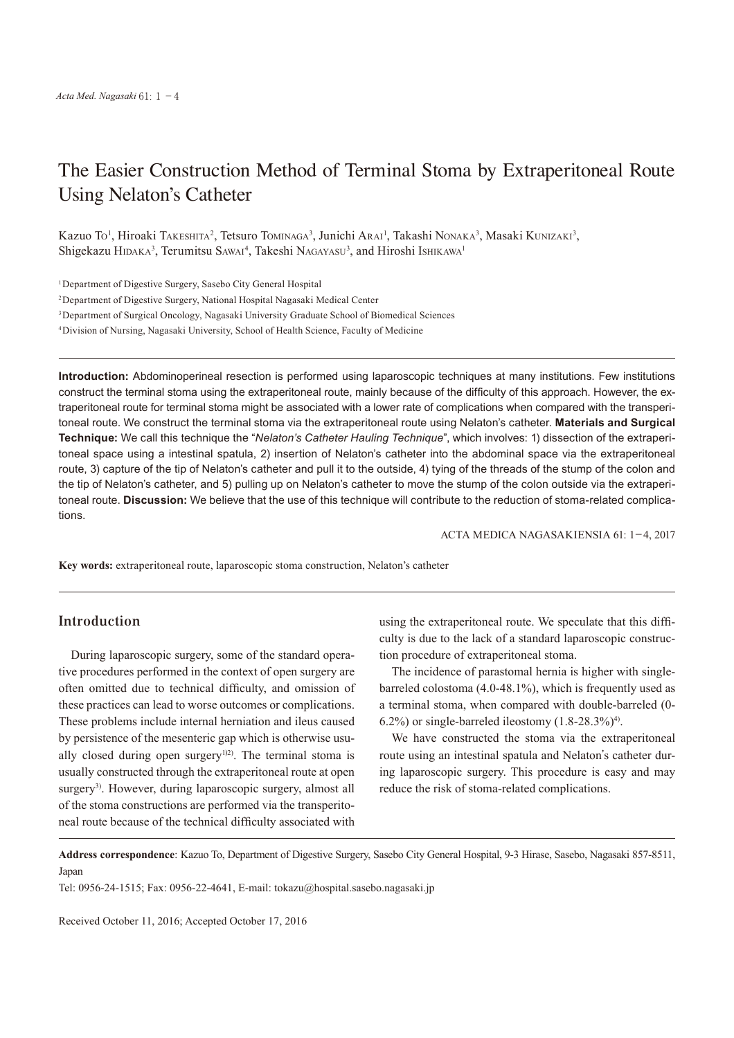# The Easier Construction Method of Terminal Stoma by Extraperitoneal Route Using Nelaton's Catheter

Kazuo To[1], Hiroaki Takeshita[2], Tetsuro Tominaga[3], Junichi Arai[1], Takashi Nonaka[3], Masaki Kunizaki[3], Shigekazu Hidaka[3], Terumitsu Sawai[4], Takeshi Nagayasu[3], and Hiroshi Ishikawa[1]

[1]Department of Digestive Surgery, Sasebo City General Hospital

[2]Department of Digestive Surgery, National Hospital Nagasaki Medical Center

[3]Department of Surgical Oncology, Nagasaki University Graduate School of Biomedical Sciences

[4]Division of Nursing, Nagasaki University, School of Health Science, Faculty of Medicine

**Introduction:** Abdominoperineal resection is performed using laparoscopic techniques at many institutions. Few institutions construct the terminal stoma using the extraperitoneal route, mainly because of the difficulty of this approach. However, the extraperitoneal route for terminal stoma might be associated with a lower rate of complications when compared with the transperitoneal route. We construct the terminal stoma via the extraperitoneal route using Nelaton's catheter. **Materials and Surgical Technique:** We call this technique the "*Nelaton's Catheter Hauling Technique*", which involves: 1) dissection of the extraperitoneal space using a intestinal spatula, 2) insertion of Nelaton's catheter into the abdominal space via the extraperitoneal route, 3) capture of the tip of Nelaton's catheter and pull it to the outside, 4) tying of the threads of the stump of the colon and the tip of Nelaton's catheter, and 5) pulling up on Nelaton's catheter to move the stump of the colon outside via the extraperitoneal route. **Discussion:** We believe that the use of this technique will contribute to the reduction of stoma-related complications.

ACTA MEDICA NAGASAKIENSIA 61: 1−4, 2017

**Key words:** extraperitoneal route, laparoscopic stoma construction, Nelaton's catheter

## Introduction

During laparoscopic surgery, some of the standard operative procedures performed in the context of open surgery are often omitted due to technical difficulty, and omission of these practices can lead to worse outcomes or complications. These problems include internal herniation and ileus caused by persistence of the mesenteric gap which is otherwise usually closed during open surgery[1,2]. The terminal stoma is usually constructed through the extraperitoneal route at open surgery[3]. However, during laparoscopic surgery, almost all of the stoma constructions are performed via the transperitoneal route because of the technical difficulty associated with using the extraperitoneal route. We speculate that this difficulty is due to the lack of a standard laparoscopic construction procedure of extraperitoneal stoma.

The incidence of parastomal hernia is higher with single-barreled colostoma (4.0-48.1%), which is frequently used as a terminal stoma, when compared with double-barreled (0-6.2%) or single-barreled ileostomy (1.8-28.3%)[4].

We have constructed the stoma via the extraperitoneal route using an intestinal spatula and Nelaton's catheter during laparoscopic surgery. This procedure is easy and may reduce the risk of stoma-related complications.

**Address correspondence**: Kazuo To, Department of Digestive Surgery, Sasebo City General Hospital, 9-3 Hirase, Sasebo, Nagasaki 857-8511, Japan

Tel: 0956-24-1515; Fax: 0956-22-4641, E-mail: tokazu@hospital.sasebo.nagasaki.jp

Received October 11, 2016; Accepted October 17, 2016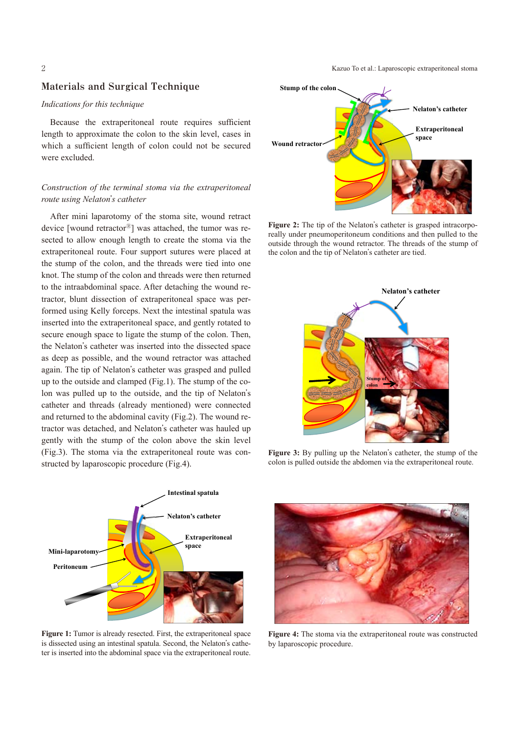## Materials and Surgical Technique

*Indications for this technique*

Because the extraperitoneal route requires sufficient length to approximate the colon to the skin level, cases in which a sufficient length of colon could not be secured were excluded.

*Construction of the terminal stoma via the extraperitoneal route using Nelaton's catheter*

After mini laparotomy of the stoma site, wound retract device [wound retractor®] was attached, the tumor was resected to allow enough length to create the stoma via the extraperitoneal route. Four support sutures were placed at the stump of the colon, and the threads were tied into one knot. The stump of the colon and threads were then returned to the intraabdominal space. After detaching the wound retractor, blunt dissection of extraperitoneal space was performed using Kelly forceps. Next the intestinal spatula was inserted into the extraperitoneal space, and gently rotated to secure enough space to ligate the stump of the colon. Then, the Nelaton's catheter was inserted into the dissected space as deep as possible, and the wound retractor was attached again. The tip of Nelaton's catheter was grasped and pulled up to the outside and clamped (Fig.1). The stump of the colon was pulled up to the outside, and the tip of Nelaton's catheter and threads (already mentioned) were connected and returned to the abdominal cavity (Fig.2). The wound retractor was detached, and Nelaton's catheter was hauled up gently with the stump of the colon above the skin level (Fig.3). The stoma via the extraperitoneal route was constructed by laparoscopic procedure (Fig.4).

**Figure 1:** Tumor is already resected. First, the extraperitoneal space is dissected using an intestinal spatula. Second, the Nelaton's catheter is inserted into the abdominal space via the extraperitoneal route.

**Figure 2:** The tip of the Nelaton's catheter is grasped intracorporeally under pneumoperitoneum conditions and then pulled to the outside through the wound retractor. The threads of the stump of the colon and the tip of Nelaton's catheter are tied.

**Figure 3:** By pulling up the Nelaton's catheter, the stump of the colon is pulled outside the abdomen via the extraperitoneal route.

**Figure 4:** The stoma via the extraperitoneal route was constructed by laparoscopic procedure.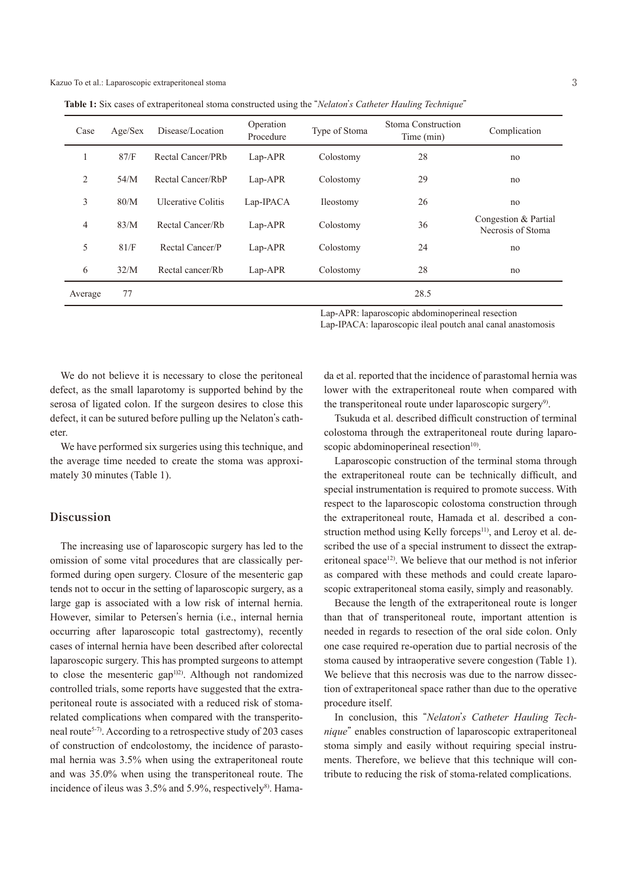**Table 1:** Six cases of extraperitoneal stoma constructed using the "*Nelaton's Catheter Hauling Technique*"

| Case | Age/Sex | Disease/Location | Operation Procedure | Type of Stoma | Stoma Construction Time (min) | Complication |
|---|---|---|---|---|---|---|
| 1 | 87/F | Rectal Cancer/PRb | Lap-APR | Colostomy | 28 | no |
| 2 | 54/M | Rectal Cancer/RbP | Lap-APR | Colostomy | 29 | no |
| 3 | 80/M | Ulcerative Colitis | Lap-IPACA | Ileostomy | 26 | no |
| 4 | 83/M | Rectal Cancer/Rb | Lap-APR | Colostomy | 36 | Congestion & Partial Necrosis of Stoma |
| 5 | 81/F | Rectal Cancer/P | Lap-APR | Colostomy | 24 | no |
| 6 | 32/M | Rectal cancer/Rb | Lap-APR | Colostomy | 28 | no |
| Average | 77 | | | | 28.5 | |

Lap-APR: laparoscopic abdominoperineal resection
Lap-IPACA: laparoscopic ileal poutch anal canal anastomosis

We do not believe it is necessary to close the peritoneal defect, as the small laparotomy is supported behind by the serosa of ligated colon. If the surgeon desires to close this defect, it can be sutured before pulling up the Nelaton's catheter.

We have performed six surgeries using this technique, and the average time needed to create the stoma was approximately 30 minutes (Table 1).

## Discussion

The increasing use of laparoscopic surgery has led to the omission of some vital procedures that are classically performed during open surgery. Closure of the mesenteric gap tends not to occur in the setting of laparoscopic surgery, as a large gap is associated with a low risk of internal hernia. However, similar to Petersen's hernia (i.e., internal hernia occurring after laparoscopic total gastrectomy), recently cases of internal hernia have been described after colorectal laparoscopic surgery. This has prompted surgeons to attempt to close the mesenteric gap[1)2)]. Although not randomized controlled trials, some reports have suggested that the extraperitoneal route is associated with a reduced risk of stoma-related complications when compared with the transperitoneal route[5-7)]. According to a retrospective study of 203 cases of construction of endcolostomy, the incidence of parastomal hernia was 3.5% when using the extraperitoneal route and was 35.0% when using the transperitoneal route. The incidence of ileus was 3.5% and 5.9%, respectively[8)]. Hamada et al. reported that the incidence of parastomal hernia was lower with the extraperitoneal route when compared with the transperitoneal route under laparoscopic surgery[9)].

Tsukuda et al. described difficult construction of terminal colostoma through the extraperitoneal route during laparoscopic abdominoperineal resection[10)].

Laparoscopic construction of the terminal stoma through the extraperitoneal route can be technically difficult, and special instrumentation is required to promote success. With respect to the laparoscopic colostoma construction through the extraperitoneal route, Hamada et al. described a construction method using Kelly forceps[11)], and Leroy et al. described the use of a special instrument to dissect the extraperitoneal space[12)]. We believe that our method is not inferior as compared with these methods and could create laparoscopic extraperitoneal stoma easily, simply and reasonably.

Because the length of the extraperitoneal route is longer than that of transperitoneal route, important attention is needed in regards to resection of the oral side colon. Only one case required re-operation due to partial necrosis of the stoma caused by intraoperative severe congestion (Table 1). We believe that this necrosis was due to the narrow dissection of extraperitoneal space rather than due to the operative procedure itself.

In conclusion, this "*Nelaton's Catheter Hauling Technique*" enables construction of laparoscopic extraperitoneal stoma simply and easily without requiring special instruments. Therefore, we believe that this technique will contribute to reducing the risk of stoma-related complications.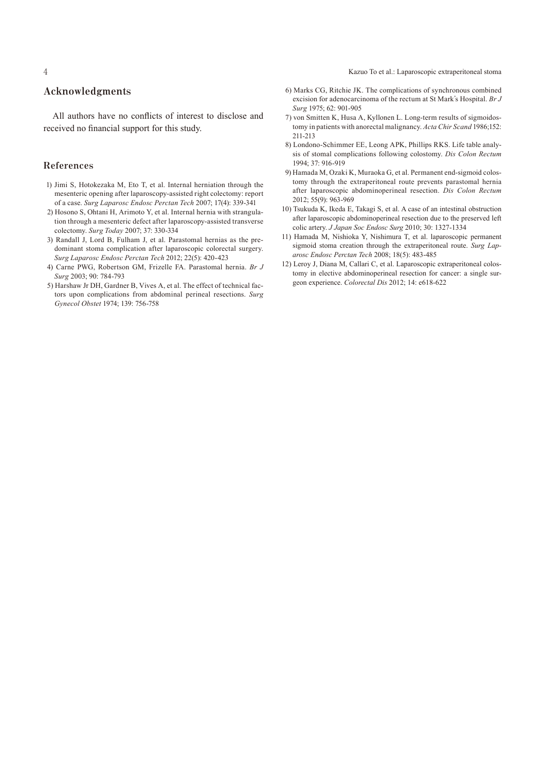## Acknowledgments

All authors have no conflicts of interest to disclose and received no financial support for this study.

## References

1) Jimi S, Hotokezaka M, Eto T, et al. Internal herniation through the mesenteric opening after laparoscopy-assisted right colectomy: report of a case. *Surg Laparosc Endosc Perctan Tech* 2007; 17(4): 339-341
2) Hosono S, Ohtani H, Arimoto Y, et al. Internal hernia with strangulation through a mesenteric defect after laparoscopy-assisted transverse colectomy. *Surg Today* 2007; 37: 330-334
3) Randall J, Lord B, Fulham J, et al. Parastomal hernias as the predominant stoma complication after laparoscopic colorectal surgery. *Surg Laparosc Endosc Perctan Tech* 2012; 22(5): 420-423
4) Carne PWG, Robertson GM, Frizelle FA. Parastomal hernia. *Br J Surg* 2003; 90: 784-793
5) Harshaw Jr DH, Gardner B, Vives A, et al. The effect of technical factors upon complications from abdominal perineal resections. *Surg Gynecol Obstet* 1974; 139: 756-758
6) Marks CG, Ritchie JK. The complications of synchronous combined excision for adenocarcinoma of the rectum at St Mark's Hospital. *Br J Surg* 1975; 62: 901-905
7) von Smitten K, Husa A, Kyllonen L. Long-term results of sigmoidostomy in patients with anorectal malignancy. *Acta Chir Scand* 1986;152: 211-213
8) Londono-Schimmer EE, Leong APK, Phillips RKS. Life table analysis of stomal complications following colostomy. *Dis Colon Rectum* 1994; 37: 916-919
9) Hamada M, Ozaki K, Muraoka G, et al. Permanent end-sigmoid colostomy through the extraperitoneal route prevents parastomal hernia after laparoscopic abdominoperineal resection. *Dis Colon Rectum* 2012; 55(9): 963-969
10) Tsukuda K, Ikeda E, Takagi S, et al. A case of an intestinal obstruction after laparoscopic abdominoperineal resection due to the preserved left colic artery. *J Japan Soc Endosc Surg* 2010; 30: 1327-1334
11) Hamada M, Nishioka Y, Nishimura T, et al. laparoscopic permanent sigmoid stoma creation through the extraperitoneal route. *Surg Laparosc Endosc Perctan Tech* 2008; 18(5): 483-485
12) Leroy J, Diana M, Callari C, et al. Laparoscopic extraperitoneal colostomy in elective abdominoperineal resection for cancer: a single surgeon experience. *Colorectal Dis* 2012; 14: e618-622